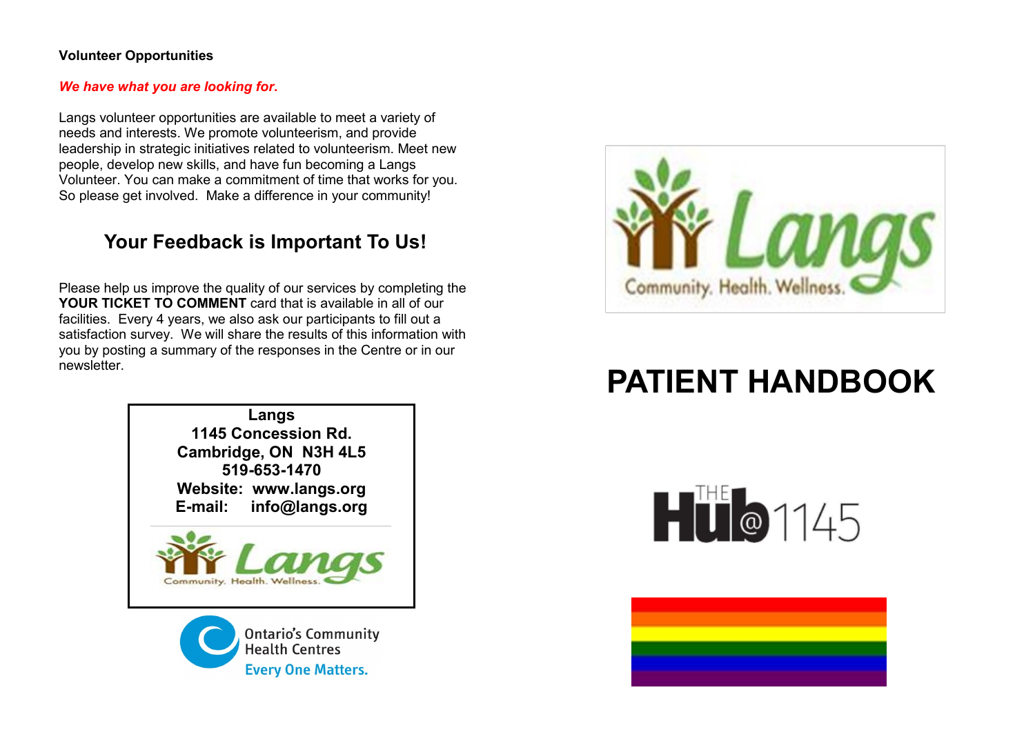**Volunteer Opportunities**

***We have what you are looking for.***

Langs volunteer opportunities are available to meet a variety of needs and interests. We promote volunteerism, and provide leadership in strategic initiatives related to volunteerism. Meet new people, develop new skills, and have fun becoming a Langs Volunteer. You can make a commitment of time that works for you. So please get involved. Make a difference in your community!

## Your Feedback is Important To Us!

Please help us improve the quality of our services by completing the **YOUR TICKET TO COMMENT** card that is available in all of our facilities. Every 4 years, we also ask our participants to fill out a satisfaction survey. We will share the results of this information with you by posting a summary of the responses in the Centre or in our newsletter.

**Langs**
**1145 Concession Rd.**
**Cambridge, ON N3H 4L5**
**519-653-1470**
**Website: www.langs.org**
**E-mail: info@langs.org**

Langs Community. Health. Wellness.

Ontario's Community Health Centres
Every One Matters.

Langs Community. Health. Wellness.

# PATIENT HANDBOOK

THE Hub@1145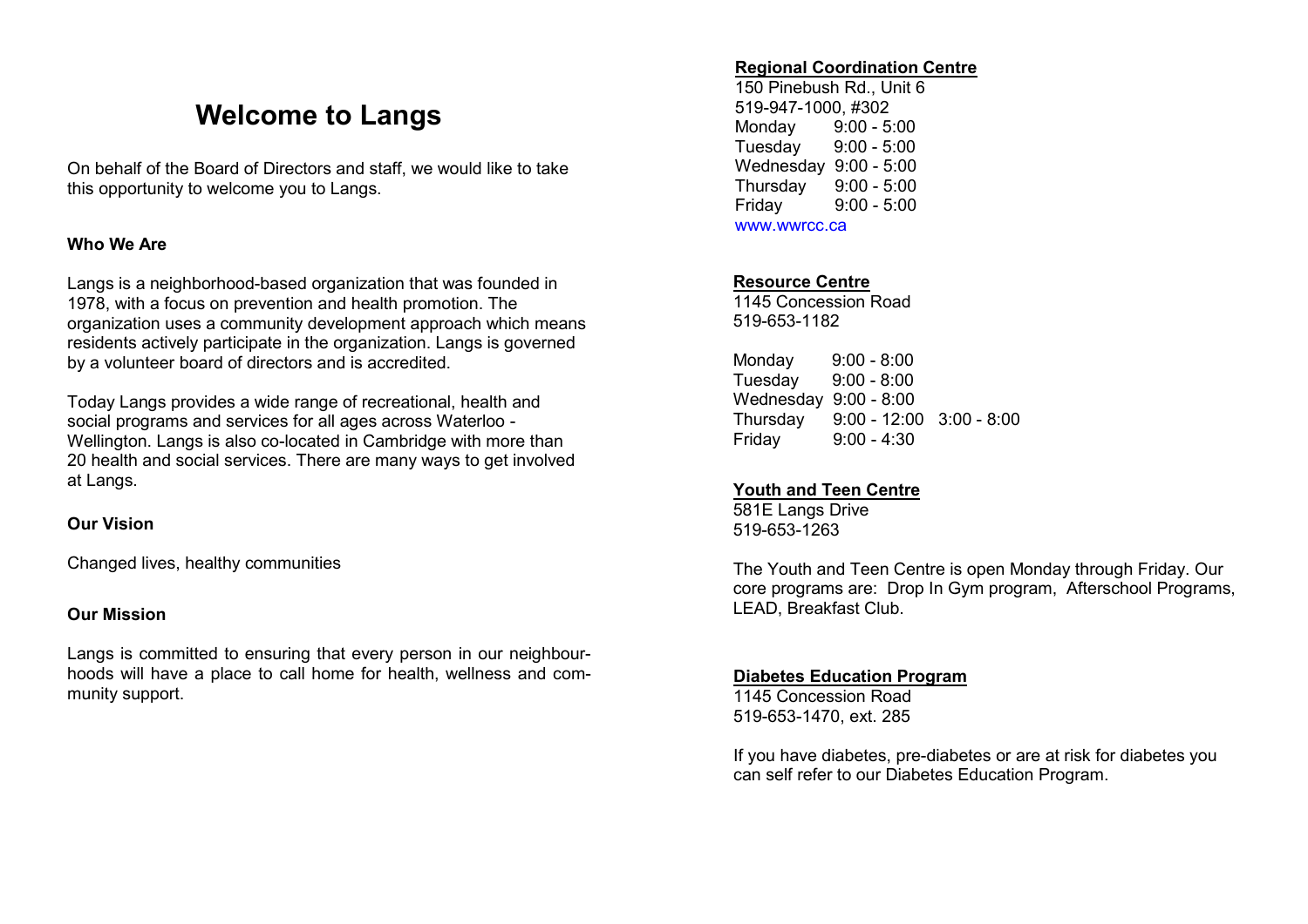# Welcome to Langs

On behalf of the Board of Directors and staff, we would like to take this opportunity to welcome you to Langs.

### Who We Are

Langs is a neighborhood-based organization that was founded in 1978, with a focus on prevention and health promotion. The organization uses a community development approach which means residents actively participate in the organization. Langs is governed by a volunteer board of directors and is accredited.

Today Langs provides a wide range of recreational, health and social programs and services for all ages across Waterloo - Wellington. Langs is also co-located in Cambridge with more than 20 health and social services. There are many ways to get involved at Langs.

### Our Vision

Changed lives, healthy communities

### Our Mission

Langs is committed to ensuring that every person in our neighbourhoods will have a place to call home for health, wellness and community support.

### Regional Coordination Centre

150 Pinebush Rd., Unit 6
519-947-1000, #302

| | |
|---|---|
| Monday | 9:00 - 5:00 |
| Tuesday | 9:00 - 5:00 |
| Wednesday | 9:00 - 5:00 |
| Thursday | 9:00 - 5:00 |
| Friday | 9:00 - 5:00 |

www.wwrcc.ca

### Resource Centre

1145 Concession Road
519-653-1182

| | | |
|---|---|---|
| Monday | 9:00 - 8:00 | |
| Tuesday | 9:00 - 8:00 | |
| Wednesday | 9:00 - 8:00 | |
| Thursday | 9:00 - 12:00 | 3:00 - 8:00 |
| Friday | 9:00 - 4:30 | |

### Youth and Teen Centre

581E Langs Drive
519-653-1263

The Youth and Teen Centre is open Monday through Friday. Our core programs are: Drop In Gym program, Afterschool Programs, LEAD, Breakfast Club.

### Diabetes Education Program

1145 Concession Road
519-653-1470, ext. 285

If you have diabetes, pre-diabetes or are at risk for diabetes you can self refer to our Diabetes Education Program.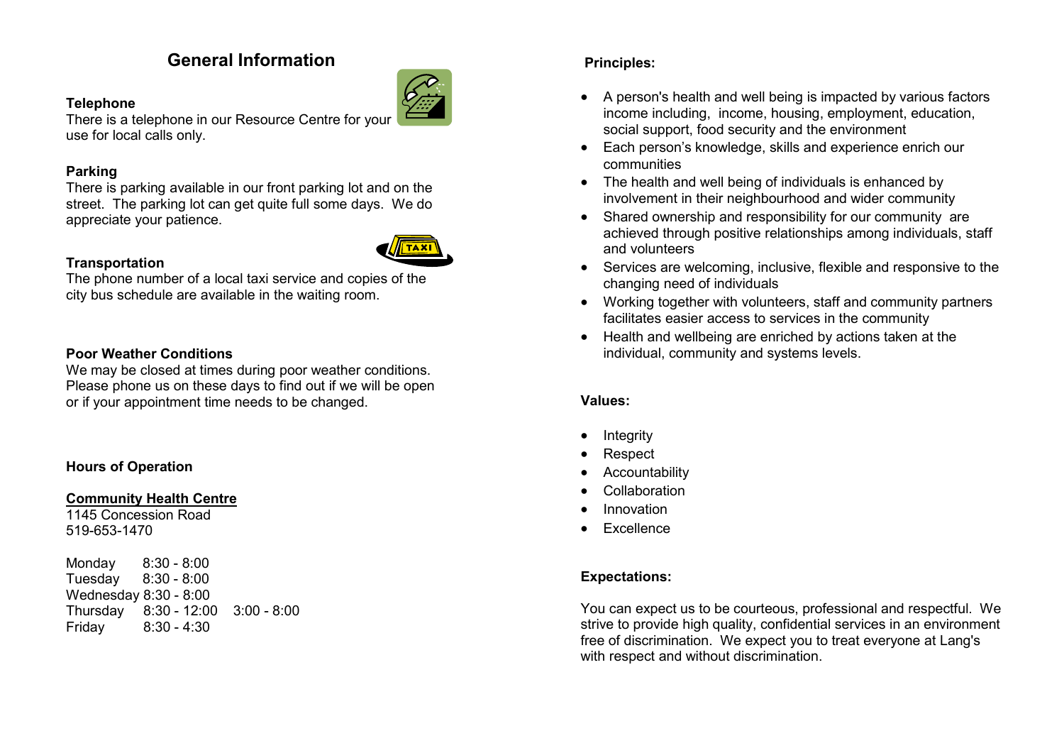# General Information

### Telephone

There is a telephone in our Resource Centre for your use for local calls only.

### Parking

There is parking available in our front parking lot and on the street. The parking lot can get quite full some days. We do appreciate your patience.

### Transportation

The phone number of a local taxi service and copies of the city bus schedule are available in the waiting room.

### Poor Weather Conditions

We may be closed at times during poor weather conditions. Please phone us on these days to find out if we will be open or if your appointment time needs to be changed.

### Hours of Operation

**Community Health Centre**
1145 Concession Road
519-653-1470

| | | |
|---|---|---|
| Monday | 8:30 - 8:00 | |
| Tuesday | 8:30 - 8:00 | |
| Wednesday | 8:30 - 8:00 | |
| Thursday | 8:30 - 12:00 | 3:00 - 8:00 |
| Friday | 8:30 - 4:30 | |

### Principles:

- A person's health and well being is impacted by various factors income including, income, housing, employment, education, social support, food security and the environment
- Each person's knowledge, skills and experience enrich our communities
- The health and well being of individuals is enhanced by involvement in their neighbourhood and wider community
- Shared ownership and responsibility for our community are achieved through positive relationships among individuals, staff and volunteers
- Services are welcoming, inclusive, flexible and responsive to the changing need of individuals
- Working together with volunteers, staff and community partners facilitates easier access to services in the community
- Health and wellbeing are enriched by actions taken at the individual, community and systems levels.

### Values:

- Integrity
- Respect
- Accountability
- Collaboration
- Innovation
- Excellence

### Expectations:

You can expect us to be courteous, professional and respectful. We strive to provide high quality, confidential services in an environment free of discrimination. We expect you to treat everyone at Lang's with respect and without discrimination.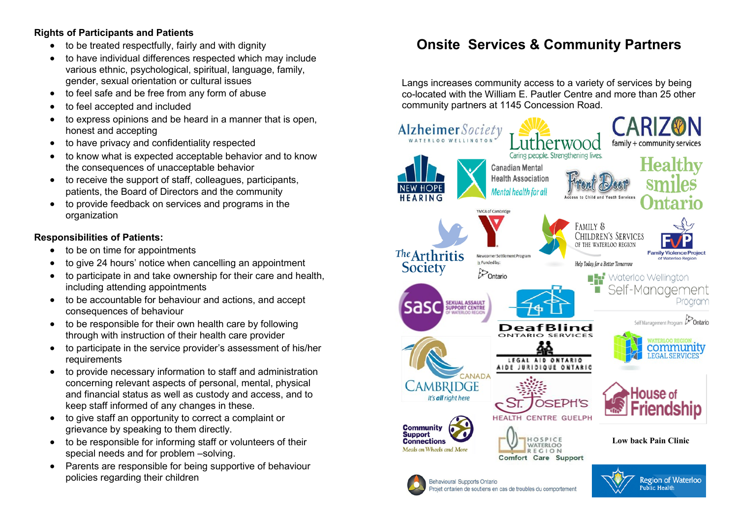**Rights of Participants and Patients**

- to be treated respectfully, fairly and with dignity
- to have individual differences respected which may include various ethnic, psychological, spiritual, language, family, gender, sexual orientation or cultural issues
- to feel safe and be free from any form of abuse
- to feel accepted and included
- to express opinions and be heard in a manner that is open, honest and accepting
- to have privacy and confidentiality respected
- to know what is expected acceptable behavior and to know the consequences of unacceptable behavior
- to receive the support of staff, colleagues, participants, patients, the Board of Directors and the community
- to provide feedback on services and programs in the organization

**Responsibilities of Patients:**

- to be on time for appointments
- to give 24 hours' notice when cancelling an appointment
- to participate in and take ownership for their care and health, including attending appointments
- to be accountable for behaviour and actions, and accept consequences of behaviour
- to be responsible for their own health care by following through with instruction of their health care provider
- to participate in the service provider's assessment of his/her requirements
- to provide necessary information to staff and administration concerning relevant aspects of personal, mental, physical and financial status as well as custody and access, and to keep staff informed of any changes in these.
- to give staff an opportunity to correct a complaint or grievance by speaking to them directly.
- to be responsible for informing staff or volunteers of their special needs and for problem –solving.
- Parents are responsible for being supportive of behaviour policies regarding their children

# Onsite Services & Community Partners

Langs increases community access to a variety of services by being co-located with the William E. Pautler Centre and more than 25 other community partners at 1145 Concession Road.

Alzheimer Society Waterloo Wellington

Lutherwood – Caring people. Strengthening lives.

CARIZON family + community services

New Hope Hearing

Canadian Mental Health Association – Mental health for all

Front Door – Access to Child and Youth Services

Healthy smiles Ontario

The Arthritis Society

YMCA of Cambridge – Newcomer Settlement Program is Funded by: Ontario

Family & Children's Services of the Waterloo Region – Help Today for a Better Tomorrow

FVP Family Violence Project of Waterloo Region

Waterloo Wellington Self-Management Program – Self Management Program Ontario

SASC Sexual Assault Support Centre of Waterloo Region

DeafBlind Ontario Services

Legal Aid Ontario – Aide Juridique Ontario

Waterloo Region Community Legal Services

Cambridge Canada – it's all right here

St. Joseph's Health Centre Guelph

House of Friendship

Community Support Connections – Meals on Wheels and More

Hospice Waterloo Region – Comfort Care Support

Low back Pain Clinic

Behavioural Supports Ontario – Projet ontarien de soutiens en cas de troubles du comportement

Region of Waterloo Public Health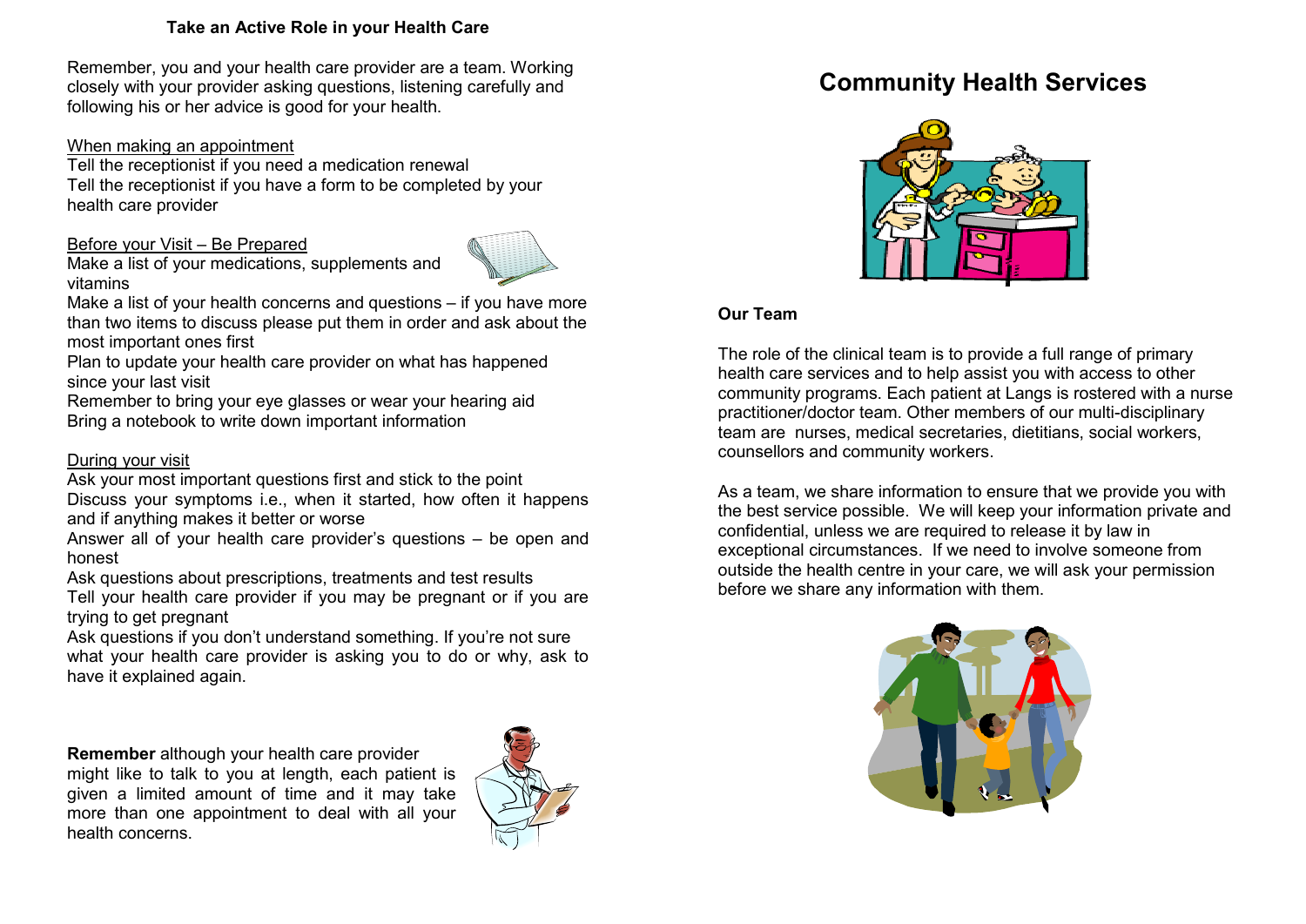## Take an Active Role in your Health Care

Remember, you and your health care provider are a team. Working closely with your provider asking questions, listening carefully and following his or her advice is good for your health.

When making an appointment

Tell the receptionist if you need a medication renewal
Tell the receptionist if you have a form to be completed by your health care provider

Before your Visit – Be Prepared

Make a list of your medications, supplements and vitamins
Make a list of your health concerns and questions – if you have more than two items to discuss please put them in order and ask about the most important ones first
Plan to update your health care provider on what has happened since your last visit
Remember to bring your eye glasses or wear your hearing aid
Bring a notebook to write down important information

During your visit

Ask your most important questions first and stick to the point
Discuss your symptoms i.e., when it started, how often it happens and if anything makes it better or worse
Answer all of your health care provider's questions – be open and honest
Ask questions about prescriptions, treatments and test results
Tell your health care provider if you may be pregnant or if you are trying to get pregnant
Ask questions if you don't understand something. If you're not sure what your health care provider is asking you to do or why, ask to have it explained again.

**Remember** although your health care provider might like to talk to you at length, each patient is given a limited amount of time and it may take more than one appointment to deal with all your health concerns.

# Community Health Services

### Our Team

The role of the clinical team is to provide a full range of primary health care services and to help assist you with access to other community programs. Each patient at Langs is rostered with a nurse practitioner/doctor team. Other members of our multi-disciplinary team are nurses, medical secretaries, dietitians, social workers, counsellors and community workers.

As a team, we share information to ensure that we provide you with the best service possible. We will keep your information private and confidential, unless we are required to release it by law in exceptional circumstances. If we need to involve someone from outside the health centre in your care, we will ask your permission before we share any information with them.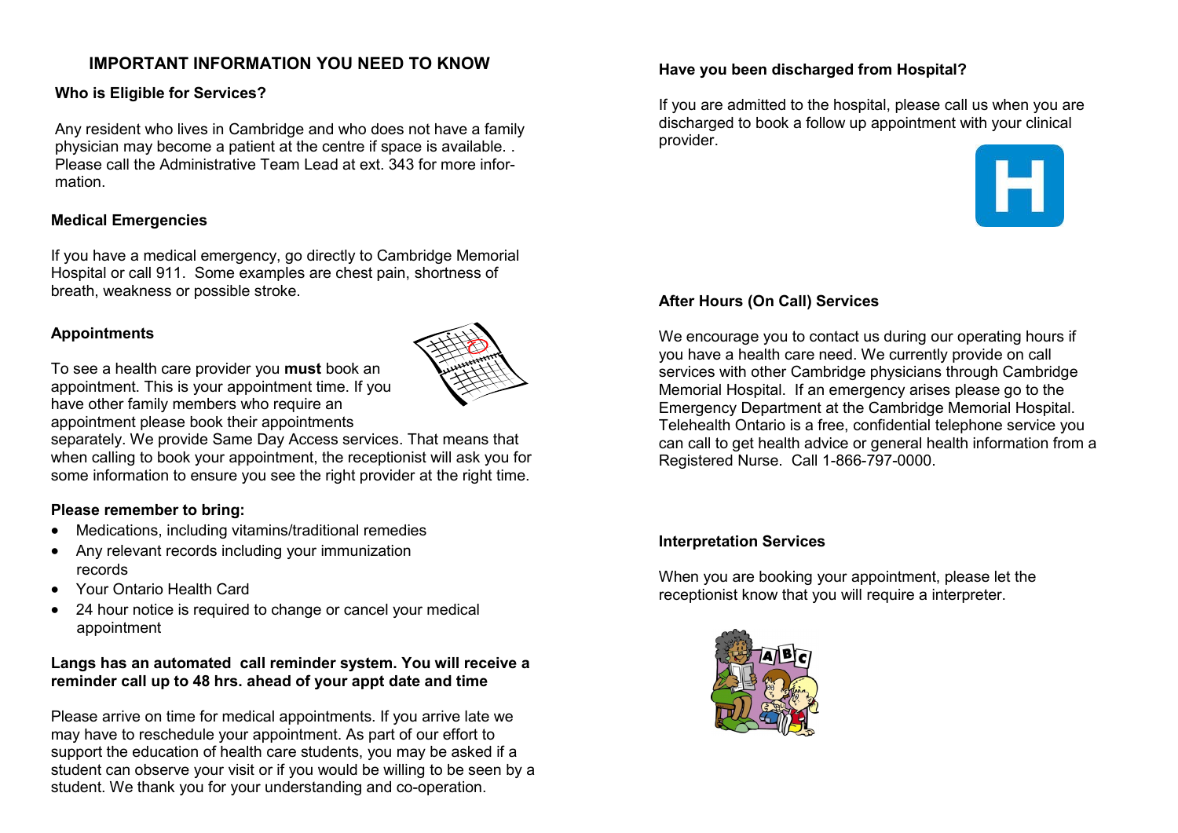## IMPORTANT INFORMATION YOU NEED TO KNOW

### Who is Eligible for Services?

Any resident who lives in Cambridge and who does not have a family physician may become a patient at the centre if space is available. . Please call the Administrative Team Lead at ext. 343 for more information.

### Medical Emergencies

If you have a medical emergency, go directly to Cambridge Memorial Hospital or call 911. Some examples are chest pain, shortness of breath, weakness or possible stroke.

### Appointments

To see a health care provider you **must** book an appointment. This is your appointment time. If you have other family members who require an appointment please book their appointments separately. We provide Same Day Access services. That means that when calling to book your appointment, the receptionist will ask you for some information to ensure you see the right provider at the right time.

**Please remember to bring:**

- Medications, including vitamins/traditional remedies
- Any relevant records including your immunization records
- Your Ontario Health Card
- 24 hour notice is required to change or cancel your medical appointment

**Langs has an automated call reminder system. You will receive a reminder call up to 48 hrs. ahead of your appt date and time**

Please arrive on time for medical appointments. If you arrive late we may have to reschedule your appointment. As part of our effort to support the education of health care students, you may be asked if a student can observe your visit or if you would be willing to be seen by a student. We thank you for your understanding and co-operation.

### Have you been discharged from Hospital?

If you are admitted to the hospital, please call us when you are discharged to book a follow up appointment with your clinical provider.

### After Hours (On Call) Services

We encourage you to contact us during our operating hours if you have a health care need. We currently provide on call services with other Cambridge physicians through Cambridge Memorial Hospital. If an emergency arises please go to the Emergency Department at the Cambridge Memorial Hospital. Telehealth Ontario is a free, confidential telephone service you can call to get health advice or general health information from a Registered Nurse. Call 1-866-797-0000.

### Interpretation Services

When you are booking your appointment, please let the receptionist know that you will require a interpreter.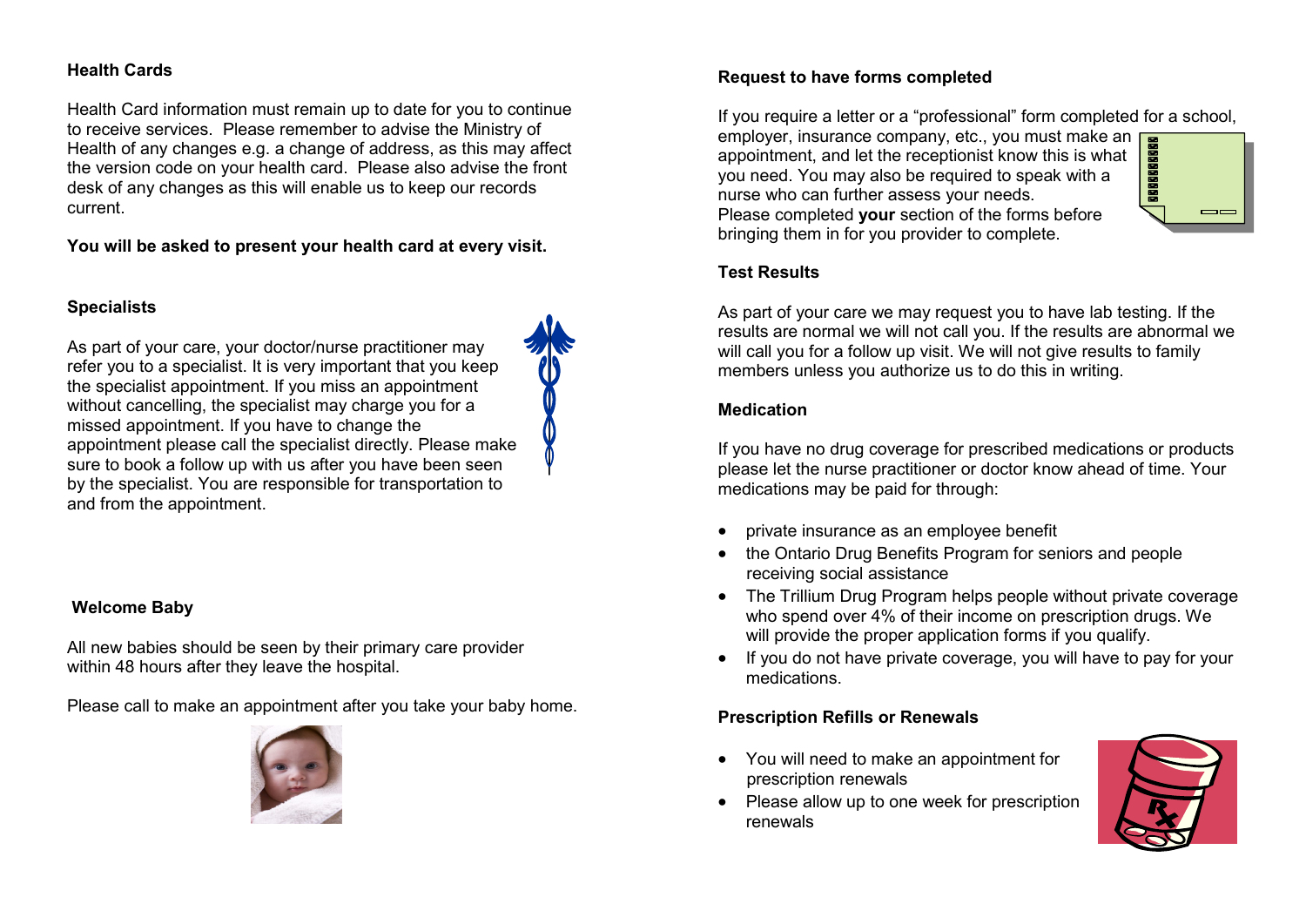### Health Cards

Health Card information must remain up to date for you to continue to receive services. Please remember to advise the Ministry of Health of any changes e.g. a change of address, as this may affect the version code on your health card. Please also advise the front desk of any changes as this will enable us to keep our records current.

**You will be asked to present your health card at every visit.**

### Specialists

As part of your care, your doctor/nurse practitioner may refer you to a specialist. It is very important that you keep the specialist appointment. If you miss an appointment without cancelling, the specialist may charge you for a missed appointment. If you have to change the appointment please call the specialist directly. Please make sure to book a follow up with us after you have been seen by the specialist. You are responsible for transportation to and from the appointment.

### Welcome Baby

All new babies should be seen by their primary care provider within 48 hours after they leave the hospital.

Please call to make an appointment after you take your baby home.

### Request to have forms completed

If you require a letter or a "professional" form completed for a school, employer, insurance company, etc., you must make an appointment, and let the receptionist know this is what you need. You may also be required to speak with a nurse who can further assess your needs.
Please completed **your** section of the forms before bringing them in for you provider to complete.

### Test Results

As part of your care we may request you to have lab testing. If the results are normal we will not call you. If the results are abnormal we will call you for a follow up visit. We will not give results to family members unless you authorize us to do this in writing.

### Medication

If you have no drug coverage for prescribed medications or products please let the nurse practitioner or doctor know ahead of time. Your medications may be paid for through:

- private insurance as an employee benefit
- the Ontario Drug Benefits Program for seniors and people receiving social assistance
- The Trillium Drug Program helps people without private coverage who spend over 4% of their income on prescription drugs. We will provide the proper application forms if you qualify.
- If you do not have private coverage, you will have to pay for your medications.

### Prescription Refills or Renewals

- You will need to make an appointment for prescription renewals
- Please allow up to one week for prescription renewals